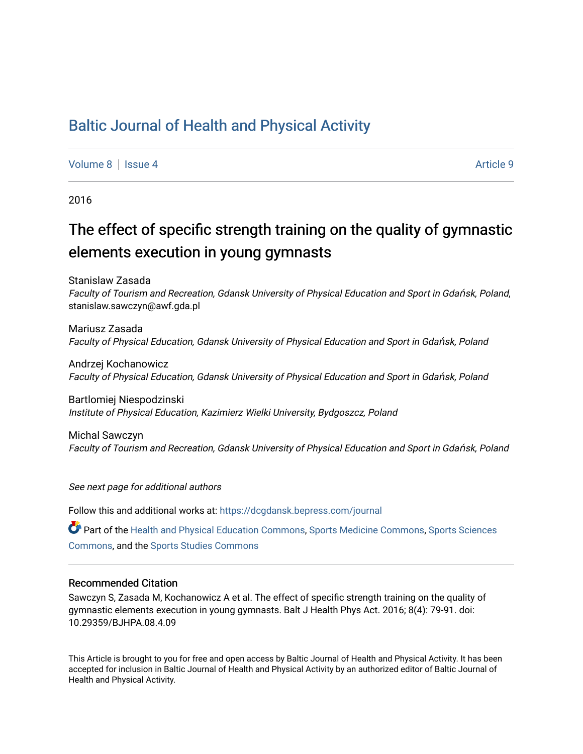# Baltic Journal of Health and Physical Activity

Volume 8 | Issue 4 Article 9

2016

## The effect of specific strength training on the quality of gymnastic elements execution in young gymnasts

Stanislaw Zasada
*Faculty of Tourism and Recreation, Gdansk University of Physical Education and Sport in Gdańsk, Poland*, stanislaw.sawczyn@awf.gda.pl

Mariusz Zasada
*Faculty of Physical Education, Gdansk University of Physical Education and Sport in Gdańsk, Poland*

Andrzej Kochanowicz
*Faculty of Physical Education, Gdansk University of Physical Education and Sport in Gdańsk, Poland*

Bartlomiej Niespodzinski
*Institute of Physical Education, Kazimierz Wielki University, Bydgoszcz, Poland*

Michal Sawczyn
*Faculty of Tourism and Recreation, Gdansk University of Physical Education and Sport in Gdańsk, Poland*

*See next page for additional authors*

Follow this and additional works at: https://dcgdansk.bepress.com/journal

Part of the Health and Physical Education Commons, Sports Medicine Commons, Sports Sciences Commons, and the Sports Studies Commons

### Recommended Citation

Sawczyn S, Zasada M, Kochanowicz A et al. The effect of specific strength training on the quality of gymnastic elements execution in young gymnasts. Balt J Health Phys Act. 2016; 8(4): 79-91. doi: 10.29359/BJHPA.08.4.09

This Article is brought to you for free and open access by Baltic Journal of Health and Physical Activity. It has been accepted for inclusion in Baltic Journal of Health and Physical Activity by an authorized editor of Baltic Journal of Health and Physical Activity.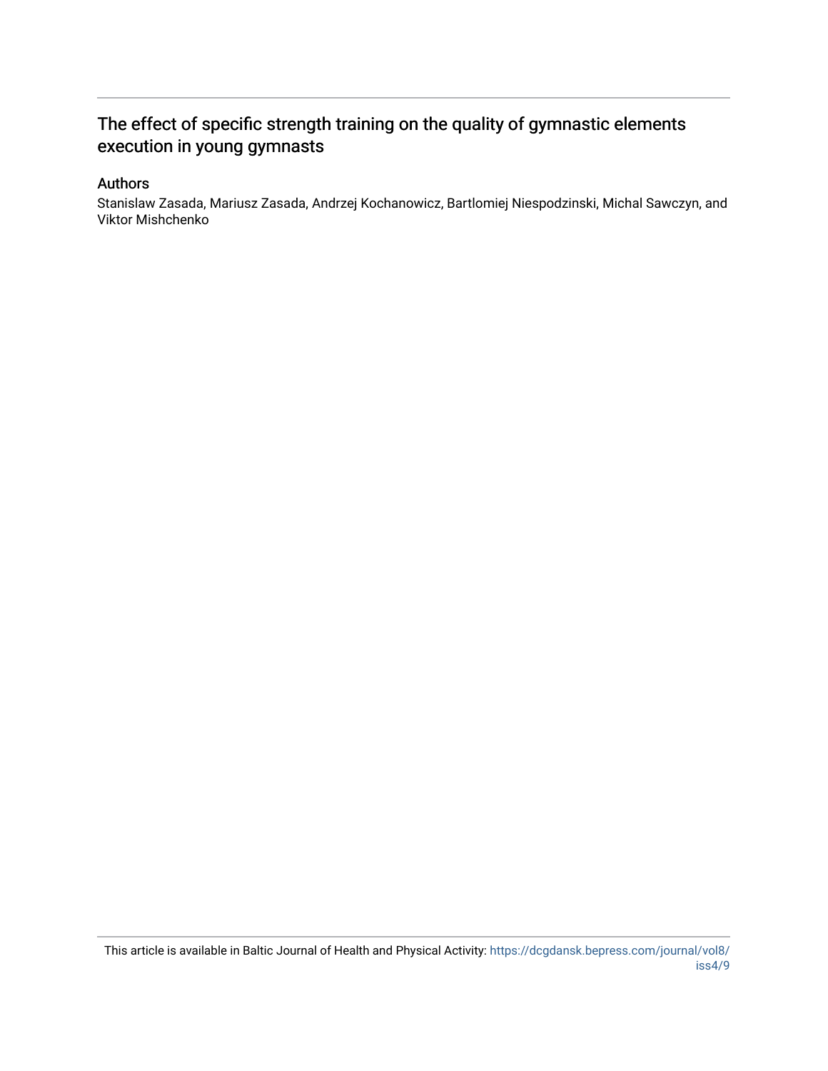# The effect of specific strength training on the quality of gymnastic elements execution in young gymnasts

## Authors

Stanislaw Zasada, Mariusz Zasada, Andrzej Kochanowicz, Bartlomiej Niespodzinski, Michal Sawczyn, and Viktor Mishchenko

This article is available in Baltic Journal of Health and Physical Activity: https://dcgdansk.bepress.com/journal/vol8/iss4/9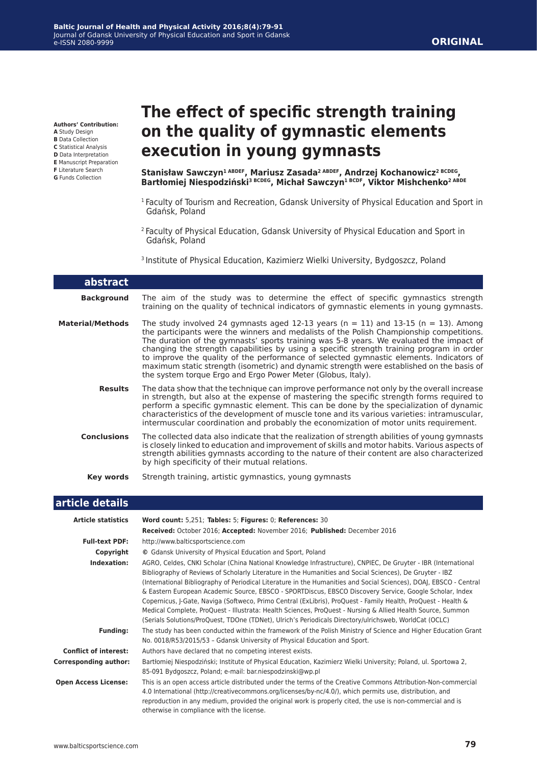**Authors' Contribution:**
**A** Study Design
**B** Data Collection
**C** Statistical Analysis
**D** Data Interpretation
**E** Manuscript Preparation
**F** Literature Search
**G** Funds Collection

# The effect of specific strength training on the quality of gymnastic elements execution in young gymnasts

**Stanisław Sawczyn[1 ABDEF], Mariusz Zasada[2 ABDEF], Andrzej Kochanowicz[2 BCDEG], Bartłomiej Niespodziński[3 BCDEG], Michał Sawczyn[1 BCDF], Viktor Mishchenko[2 ABDE]**

[1] Faculty of Tourism and Recreation, Gdansk University of Physical Education and Sport in Gdańsk, Poland

[2] Faculty of Physical Education, Gdansk University of Physical Education and Sport in Gdańsk, Poland

[3] Institute of Physical Education, Kazimierz Wielki University, Bydgoszcz, Poland

## abstract

**Background**
The aim of the study was to determine the effect of specific gymnastics strength training on the quality of technical indicators of gymnastic elements in young gymnasts.

**Material/Methods**
The study involved 24 gymnasts aged 12-13 years (n = 11) and 13-15 (n = 13). Among the participants were the winners and medalists of the Polish Championship competitions. The duration of the gymnasts' sports training was 5-8 years. We evaluated the impact of changing the strength capabilities by using a specific strength training program in order to improve the quality of the performance of selected gymnastic elements. Indicators of maximum static strength (isometric) and dynamic strength were established on the basis of the system torque Ergo and Ergo Power Meter (Globus, Italy).

**Results**
The data show that the technique can improve performance not only by the overall increase in strength, but also at the expense of mastering the specific strength forms required to perform a specific gymnastic element. This can be done by the specialization of dynamic characteristics of the development of muscle tone and its various varieties: intramuscular, intermuscular coordination and probably the economization of motor units requirement.

**Conclusions**
The collected data also indicate that the realization of strength abilities of young gymnasts is closely linked to education and improvement of skills and motor habits. Various aspects of strength abilities gymnasts according to the nature of their content are also characterized by high specificity of their mutual relations.

**Key words**
Strength training, artistic gymnastics, young gymnasts

## article details

| | |
|---|---|
| **Article statistics** | **Word count:** 5,251; **Tables:** 5; **Figures:** 0; **References:** 30<br>**Received:** October 2016; **Accepted:** November 2016; **Published:** December 2016 |
| **Full-text PDF:** | http://www.balticsportscience.com |
| **Copyright** | © Gdansk University of Physical Education and Sport, Poland |
| **Indexation:** | AGRO, Celdes, CNKI Scholar (China National Knowledge Infrastructure), CNPIEC, De Gruyter - IBR (International Bibliography of Reviews of Scholarly Literature in the Humanities and Social Sciences), De Gruyter - IBZ (International Bibliography of Periodical Literature in the Humanities and Social Sciences), DOAJ, EBSCO - Central & Eastern European Academic Source, EBSCO - SPORTDiscus, EBSCO Discovery Service, Google Scholar, Index Copernicus, J-Gate, Naviga (Softweco, Primo Central (ExLibris), ProQuest - Family Health, ProQuest - Health & Medical Complete, ProQuest - Illustrata: Health Sciences, ProQuest - Nursing & Allied Health Source, Summon (Serials Solutions/ProQuest, TDOne (TDNet), Ulrich's Periodicals Directory/ulrichsweb, WorldCat (OCLC) |
| **Funding:** | The study has been conducted within the framework of the Polish Ministry of Science and Higher Education Grant No. 0018/R53/2015/53 – Gdansk University of Physical Education and Sport. |
| **Conflict of interest:** | Authors have declared that no competing interest exists. |
| **Corresponding author:** | Bartłomiej Niespodziński; Institute of Physical Education, Kazimierz Wielki University; Poland, ul. Sportowa 2, 85-091 Bydgoszcz, Poland; e-mail: bar.niespodzinski@wp.pl |
| **Open Access License:** | This is an open access article distributed under the terms of the Creative Commons Attribution-Non-commercial 4.0 International (http://creativecommons.org/licenses/by-nc/4.0/), which permits use, distribution, and reproduction in any medium, provided the original work is properly cited, the use is non-commercial and is otherwise in compliance with the license. |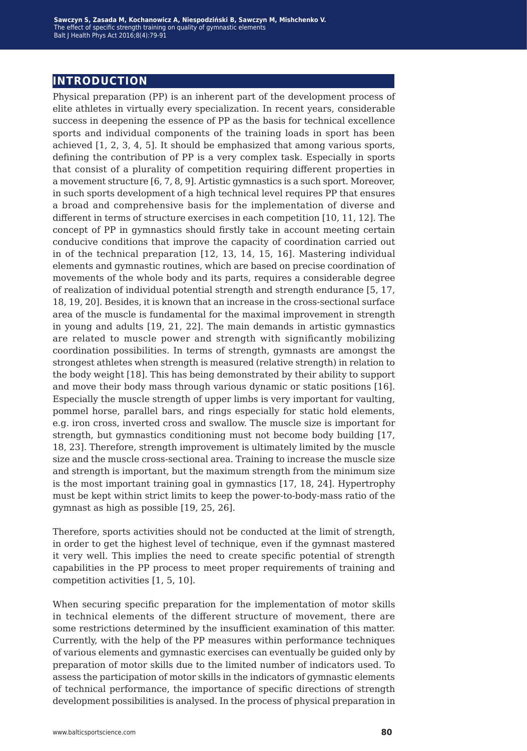## INTRODUCTION

Physical preparation (PP) is an inherent part of the development process of elite athletes in virtually every specialization. In recent years, considerable success in deepening the essence of PP as the basis for technical excellence sports and individual components of the training loads in sport has been achieved [1, 2, 3, 4, 5]. It should be emphasized that among various sports, defining the contribution of PP is a very complex task. Especially in sports that consist of a plurality of competition requiring different properties in a movement structure [6, 7, 8, 9]. Artistic gymnastics is a such sport. Moreover, in such sports development of a high technical level requires PP that ensures a broad and comprehensive basis for the implementation of diverse and different in terms of structure exercises in each competition [10, 11, 12]. The concept of PP in gymnastics should firstly take in account meeting certain conducive conditions that improve the capacity of coordination carried out in of the technical preparation [12, 13, 14, 15, 16]. Mastering individual elements and gymnastic routines, which are based on precise coordination of movements of the whole body and its parts, requires a considerable degree of realization of individual potential strength and strength endurance [5, 17, 18, 19, 20]. Besides, it is known that an increase in the cross-sectional surface area of the muscle is fundamental for the maximal improvement in strength in young and adults [19, 21, 22]. The main demands in artistic gymnastics are related to muscle power and strength with significantly mobilizing coordination possibilities. In terms of strength, gymnasts are amongst the strongest athletes when strength is measured (relative strength) in relation to the body weight [18]. This has being demonstrated by their ability to support and move their body mass through various dynamic or static positions [16]. Especially the muscle strength of upper limbs is very important for vaulting, pommel horse, parallel bars, and rings especially for static hold elements, e.g. iron cross, inverted cross and swallow. The muscle size is important for strength, but gymnastics conditioning must not become body building [17, 18, 23]. Therefore, strength improvement is ultimately limited by the muscle size and the muscle cross-sectional area. Training to increase the muscle size and strength is important, but the maximum strength from the minimum size is the most important training goal in gymnastics [17, 18, 24]. Hypertrophy must be kept within strict limits to keep the power-to-body-mass ratio of the gymnast as high as possible [19, 25, 26].

Therefore, sports activities should not be conducted at the limit of strength, in order to get the highest level of technique, even if the gymnast mastered it very well. This implies the need to create specific potential of strength capabilities in the PP process to meet proper requirements of training and competition activities [1, 5, 10].

When securing specific preparation for the implementation of motor skills in technical elements of the different structure of movement, there are some restrictions determined by the insufficient examination of this matter. Currently, with the help of the PP measures within performance techniques of various elements and gymnastic exercises can eventually be guided only by preparation of motor skills due to the limited number of indicators used. To assess the participation of motor skills in the indicators of gymnastic elements of technical performance, the importance of specific directions of strength development possibilities is analysed. In the process of physical preparation in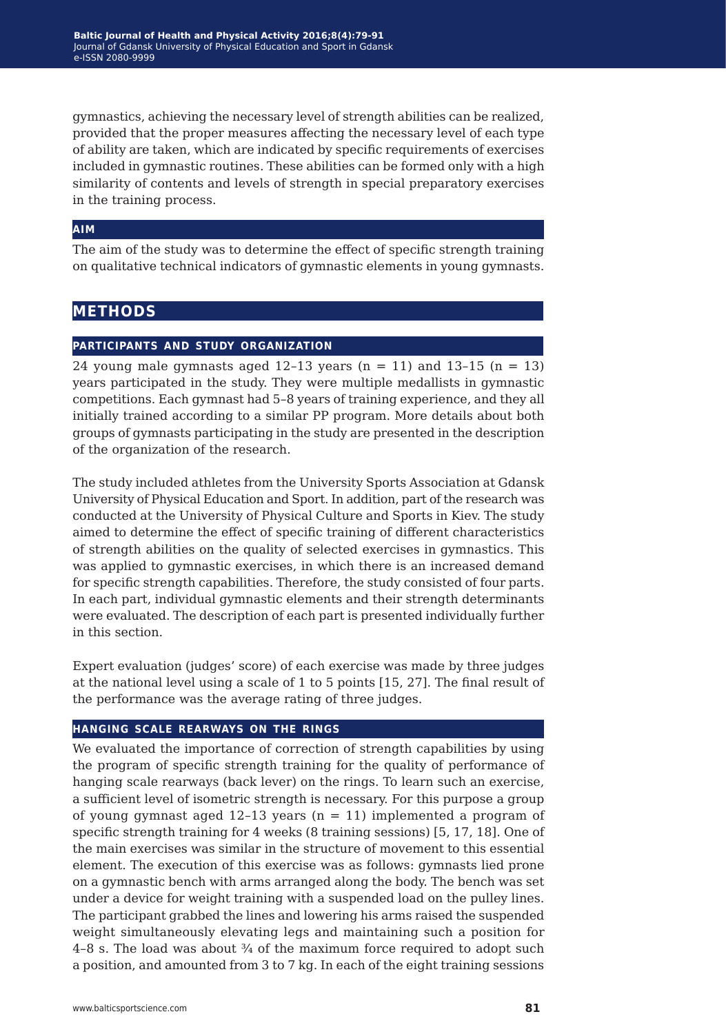gymnastics, achieving the necessary level of strength abilities can be realized, provided that the proper measures affecting the necessary level of each type of ability are taken, which are indicated by specific requirements of exercises included in gymnastic routines. These abilities can be formed only with a high similarity of contents and levels of strength in special preparatory exercises in the training process.

### AIM

The aim of the study was to determine the effect of specific strength training on qualitative technical indicators of gymnastic elements in young gymnasts.

## METHODS

### PARTICIPANTS AND STUDY ORGANIZATION

24 young male gymnasts aged 12–13 years (n = 11) and 13–15 (n = 13) years participated in the study. They were multiple medallists in gymnastic competitions. Each gymnast had 5–8 years of training experience, and they all initially trained according to a similar PP program. More details about both groups of gymnasts participating in the study are presented in the description of the organization of the research.

The study included athletes from the University Sports Association at Gdansk University of Physical Education and Sport. In addition, part of the research was conducted at the University of Physical Culture and Sports in Kiev. The study aimed to determine the effect of specific training of different characteristics of strength abilities on the quality of selected exercises in gymnastics. This was applied to gymnastic exercises, in which there is an increased demand for specific strength capabilities. Therefore, the study consisted of four parts. In each part, individual gymnastic elements and their strength determinants were evaluated. The description of each part is presented individually further in this section.

Expert evaluation (judges' score) of each exercise was made by three judges at the national level using a scale of 1 to 5 points [15, 27]. The final result of the performance was the average rating of three judges.

### HANGING SCALE REARWAYS ON THE RINGS

We evaluated the importance of correction of strength capabilities by using the program of specific strength training for the quality of performance of hanging scale rearways (back lever) on the rings. To learn such an exercise, a sufficient level of isometric strength is necessary. For this purpose a group of young gymnast aged 12–13 years (n = 11) implemented a program of specific strength training for 4 weeks (8 training sessions) [5, 17, 18]. One of the main exercises was similar in the structure of movement to this essential element. The execution of this exercise was as follows: gymnasts lied prone on a gymnastic bench with arms arranged along the body. The bench was set under a device for weight training with a suspended load on the pulley lines. The participant grabbed the lines and lowering his arms raised the suspended weight simultaneously elevating legs and maintaining such a position for 4–8 s. The load was about ¾ of the maximum force required to adopt such a position, and amounted from 3 to 7 kg. In each of the eight training sessions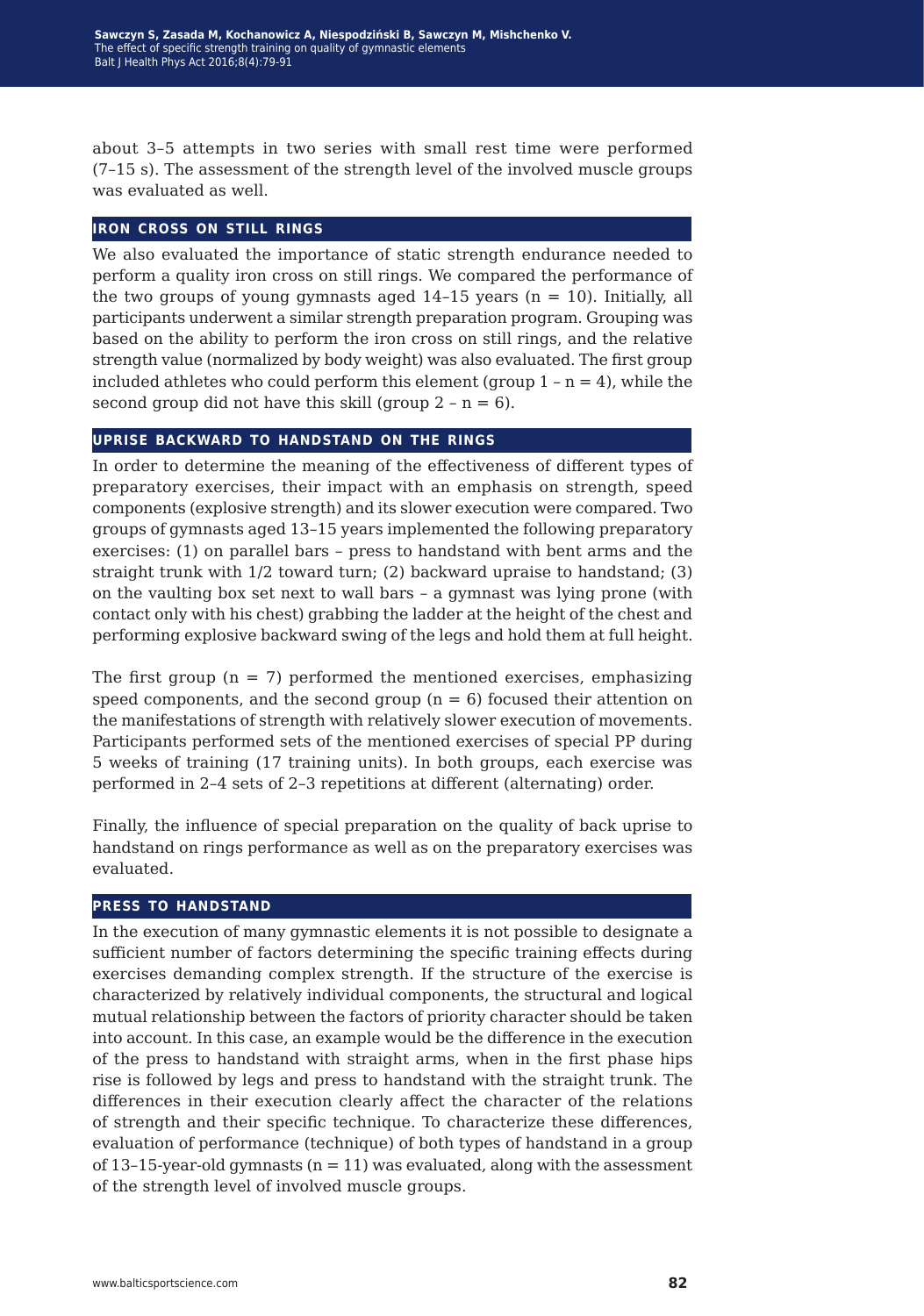about 3–5 attempts in two series with small rest time were performed (7–15 s). The assessment of the strength level of the involved muscle groups was evaluated as well.

## IRON CROSS ON STILL RINGS

We also evaluated the importance of static strength endurance needed to perform a quality iron cross on still rings. We compared the performance of the two groups of young gymnasts aged 14–15 years (n = 10). Initially, all participants underwent a similar strength preparation program. Grouping was based on the ability to perform the iron cross on still rings, and the relative strength value (normalized by body weight) was also evaluated. The first group included athletes who could perform this element (group 1 – n = 4), while the second group did not have this skill (group 2 – n = 6).

## UPRISE BACKWARD TO HANDSTAND ON THE RINGS

In order to determine the meaning of the effectiveness of different types of preparatory exercises, their impact with an emphasis on strength, speed components (explosive strength) and its slower execution were compared. Two groups of gymnasts aged 13–15 years implemented the following preparatory exercises: (1) on parallel bars – press to handstand with bent arms and the straight trunk with 1/2 toward turn; (2) backward upraise to handstand; (3) on the vaulting box set next to wall bars – a gymnast was lying prone (with contact only with his chest) grabbing the ladder at the height of the chest and performing explosive backward swing of the legs and hold them at full height.

The first group (n = 7) performed the mentioned exercises, emphasizing speed components, and the second group (n = 6) focused their attention on the manifestations of strength with relatively slower execution of movements. Participants performed sets of the mentioned exercises of special PP during 5 weeks of training (17 training units). In both groups, each exercise was performed in 2–4 sets of 2–3 repetitions at different (alternating) order.

Finally, the influence of special preparation on the quality of back uprise to handstand on rings performance as well as on the preparatory exercises was evaluated.

## PRESS TO HANDSTAND

In the execution of many gymnastic elements it is not possible to designate a sufficient number of factors determining the specific training effects during exercises demanding complex strength. If the structure of the exercise is characterized by relatively individual components, the structural and logical mutual relationship between the factors of priority character should be taken into account. In this case, an example would be the difference in the execution of the press to handstand with straight arms, when in the first phase hips rise is followed by legs and press to handstand with the straight trunk. The differences in their execution clearly affect the character of the relations of strength and their specific technique. To characterize these differences, evaluation of performance (technique) of both types of handstand in a group of 13–15-year-old gymnasts (n = 11) was evaluated, along with the assessment of the strength level of involved muscle groups.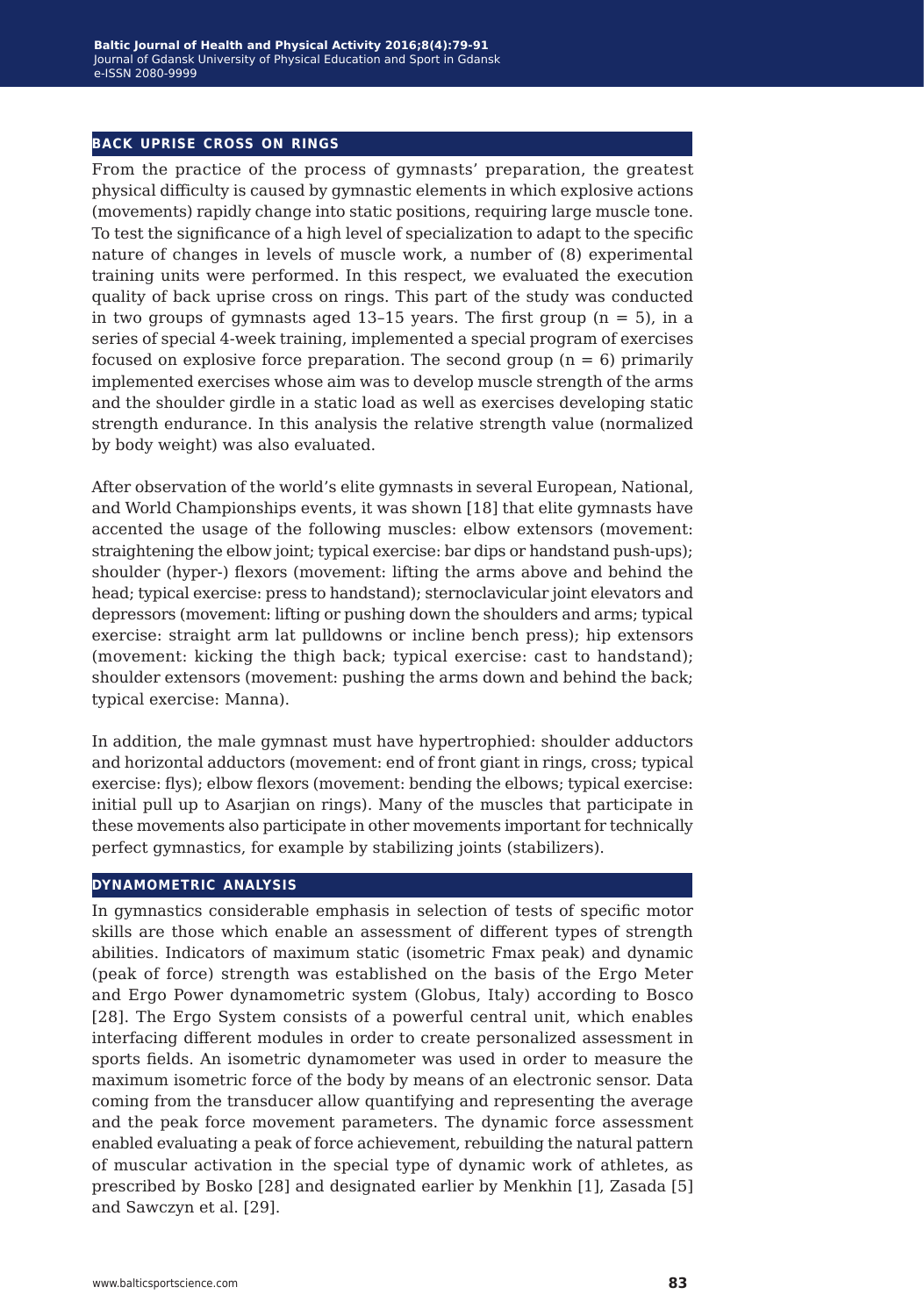## BACK UPRISE CROSS ON RINGS

From the practice of the process of gymnasts' preparation, the greatest physical difficulty is caused by gymnastic elements in which explosive actions (movements) rapidly change into static positions, requiring large muscle tone. To test the significance of a high level of specialization to adapt to the specific nature of changes in levels of muscle work, a number of (8) experimental training units were performed. In this respect, we evaluated the execution quality of back uprise cross on rings. This part of the study was conducted in two groups of gymnasts aged 13–15 years. The first group ($n = 5$), in a series of special 4-week training, implemented a special program of exercises focused on explosive force preparation. The second group ($n = 6$) primarily implemented exercises whose aim was to develop muscle strength of the arms and the shoulder girdle in a static load as well as exercises developing static strength endurance. In this analysis the relative strength value (normalized by body weight) was also evaluated.

After observation of the world's elite gymnasts in several European, National, and World Championships events, it was shown [18] that elite gymnasts have accented the usage of the following muscles: elbow extensors (movement: straightening the elbow joint; typical exercise: bar dips or handstand push-ups); shoulder (hyper-) flexors (movement: lifting the arms above and behind the head; typical exercise: press to handstand); sternoclavicular joint elevators and depressors (movement: lifting or pushing down the shoulders and arms; typical exercise: straight arm lat pulldowns or incline bench press); hip extensors (movement: kicking the thigh back; typical exercise: cast to handstand); shoulder extensors (movement: pushing the arms down and behind the back; typical exercise: Manna).

In addition, the male gymnast must have hypertrophied: shoulder adductors and horizontal adductors (movement: end of front giant in rings, cross; typical exercise: flys); elbow flexors (movement: bending the elbows; typical exercise: initial pull up to Asarjian on rings). Many of the muscles that participate in these movements also participate in other movements important for technically perfect gymnastics, for example by stabilizing joints (stabilizers).

## DYNAMOMETRIC ANALYSIS

In gymnastics considerable emphasis in selection of tests of specific motor skills are those which enable an assessment of different types of strength abilities. Indicators of maximum static (isometric Fmax peak) and dynamic (peak of force) strength was established on the basis of the Ergo Meter and Ergo Power dynamometric system (Globus, Italy) according to Bosco [28]. The Ergo System consists of a powerful central unit, which enables interfacing different modules in order to create personalized assessment in sports fields. An isometric dynamometer was used in order to measure the maximum isometric force of the body by means of an electronic sensor. Data coming from the transducer allow quantifying and representing the average and the peak force movement parameters. The dynamic force assessment enabled evaluating a peak of force achievement, rebuilding the natural pattern of muscular activation in the special type of dynamic work of athletes, as prescribed by Bosko [28] and designated earlier by Menkhin [1], Zasada [5] and Sawczyn et al. [29].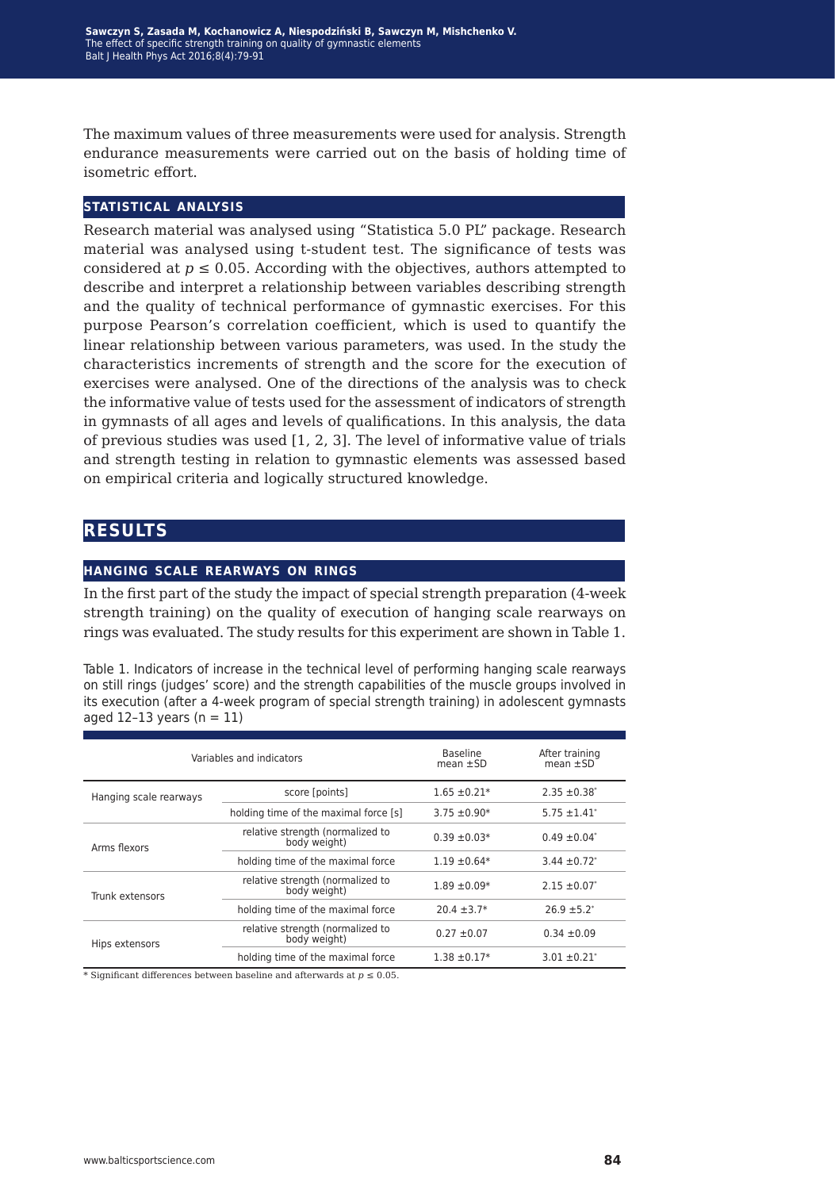The maximum values of three measurements were used for analysis. Strength endurance measurements were carried out on the basis of holding time of isometric effort.

### STATISTICAL ANALYSIS

Research material was analysed using "Statistica 5.0 PL" package. Research material was analysed using t-student test. The significance of tests was considered at $p \leq 0.05$. According with the objectives, authors attempted to describe and interpret a relationship between variables describing strength and the quality of technical performance of gymnastic exercises. For this purpose Pearson's correlation coefficient, which is used to quantify the linear relationship between various parameters, was used. In the study the characteristics increments of strength and the score for the execution of exercises were analysed. One of the directions of the analysis was to check the informative value of tests used for the assessment of indicators of strength in gymnasts of all ages and levels of qualifications. In this analysis, the data of previous studies was used [1, 2, 3]. The level of informative value of trials and strength testing in relation to gymnastic elements was assessed based on empirical criteria and logically structured knowledge.

## RESULTS

### HANGING SCALE REARWAYS ON RINGS

In the first part of the study the impact of special strength preparation (4-week strength training) on the quality of execution of hanging scale rearways on rings was evaluated. The study results for this experiment are shown in Table 1.

Table 1. Indicators of increase in the technical level of performing hanging scale rearways on still rings (judges' score) and the strength capabilities of the muscle groups involved in its execution (after a 4-week program of special strength training) in adolescent gymnasts aged 12–13 years (n = 11)

| Variables and indicators | | Baseline mean ±SD | After training mean ±SD |
|---|---|---|---|
| Hanging scale rearways | score [points] | 1.65 ±0.21* | 2.35 ±0.38* |
| | holding time of the maximal force [s] | 3.75 ±0.90* | 5.75 ±1.41* |
| Arms flexors | relative strength (normalized to body weight) | 0.39 ±0.03* | 0.49 ±0.04* |
| | holding time of the maximal force | 1.19 ±0.64* | 3.44 ±0.72* |
| Trunk extensors | relative strength (normalized to body weight) | 1.89 ±0.09* | 2.15 ±0.07* |
| | holding time of the maximal force | 20.4 ±3.7* | 26.9 ±5.2* |
| Hips extensors | relative strength (normalized to body weight) | 0.27 ±0.07 | 0.34 ±0.09 |
| | holding time of the maximal force | 1.38 ±0.17* | 3.01 ±0.21* |

* Significant differences between baseline and afterwards at $p \leq 0.05$.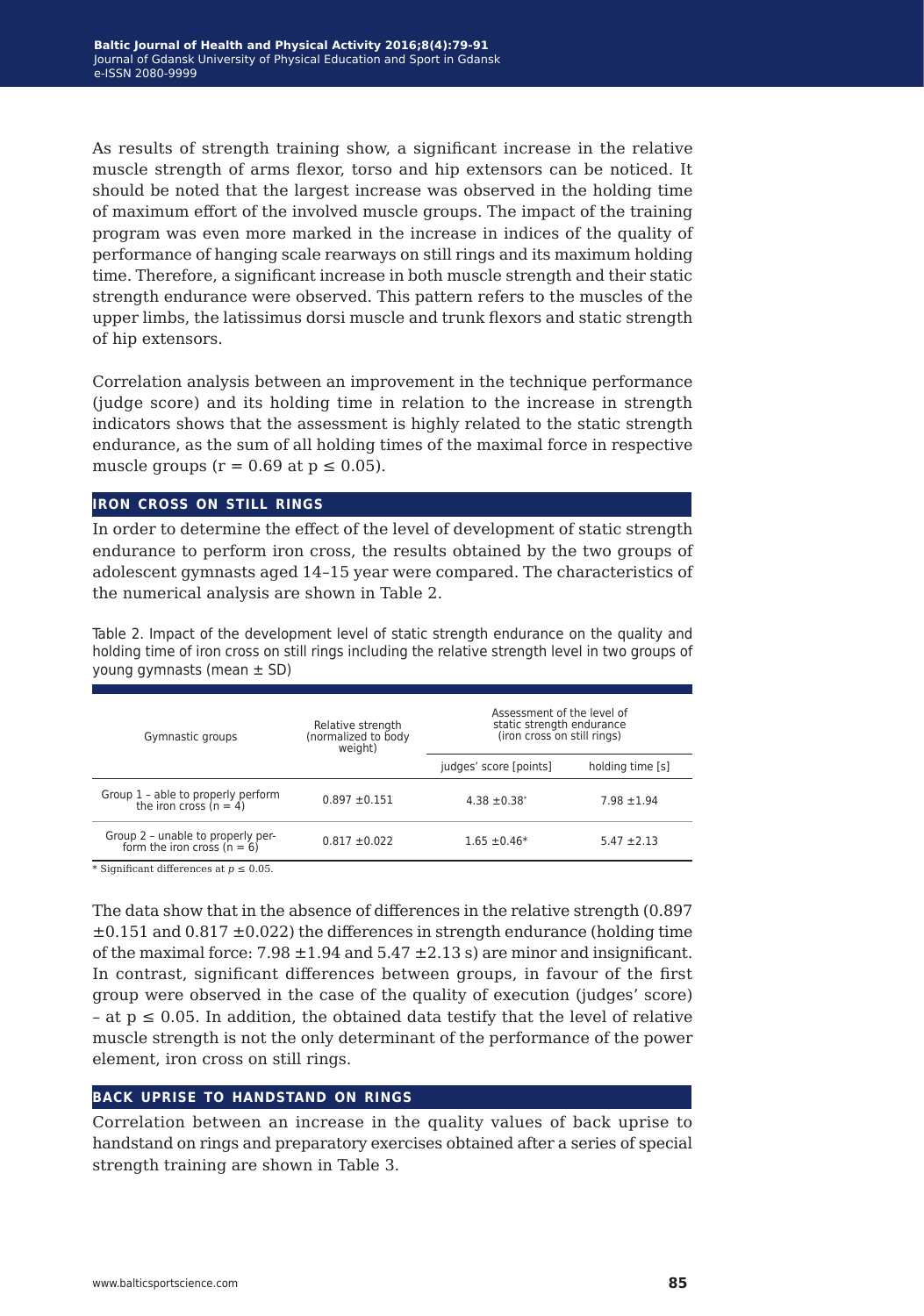As results of strength training show, a significant increase in the relative muscle strength of arms flexor, torso and hip extensors can be noticed. It should be noted that the largest increase was observed in the holding time of maximum effort of the involved muscle groups. The impact of the training program was even more marked in the increase in indices of the quality of performance of hanging scale rearways on still rings and its maximum holding time. Therefore, a significant increase in both muscle strength and their static strength endurance were observed. This pattern refers to the muscles of the upper limbs, the latissimus dorsi muscle and trunk flexors and static strength of hip extensors.

Correlation analysis between an improvement in the technique performance (judge score) and its holding time in relation to the increase in strength indicators shows that the assessment is highly related to the static strength endurance, as the sum of all holding times of the maximal force in respective muscle groups ($r = 0.69$ at $p \leq 0.05$).

## IRON CROSS ON STILL RINGS

In order to determine the effect of the level of development of static strength endurance to perform iron cross, the results obtained by the two groups of adolescent gymnasts aged 14–15 year were compared. The characteristics of the numerical analysis are shown in Table 2.

Table 2. Impact of the development level of static strength endurance on the quality and holding time of iron cross on still rings including the relative strength level in two groups of young gymnasts (mean ± SD)

| Gymnastic groups | Relative strength (normalized to body weight) | Assessment of the level of static strength endurance (iron cross on still rings) | |
|---|---|---|---|
| | | judges' score [points] | holding time [s] |
| Group 1 – able to properly perform the iron cross (n = 4) | 0.897 ±0.151 | 4.38 ±0.38* | 7.98 ±1.94 |
| Group 2 – unable to properly perform the iron cross (n = 6) | 0.817 ±0.022 | 1.65 ±0.46* | 5.47 ±2.13 |

* Significant differences at $p \leq 0.05$.

The data show that in the absence of differences in the relative strength (0.897 ±0.151 and 0.817 ±0.022) the differences in strength endurance (holding time of the maximal force: 7.98 ±1.94 and 5.47 ±2.13 s) are minor and insignificant. In contrast, significant differences between groups, in favour of the first group were observed in the case of the quality of execution (judges' score) – at $p \leq 0.05$. In addition, the obtained data testify that the level of relative muscle strength is not the only determinant of the performance of the power element, iron cross on still rings.

## BACK UPRISE TO HANDSTAND ON RINGS

Correlation between an increase in the quality values of back uprise to handstand on rings and preparatory exercises obtained after a series of special strength training are shown in Table 3.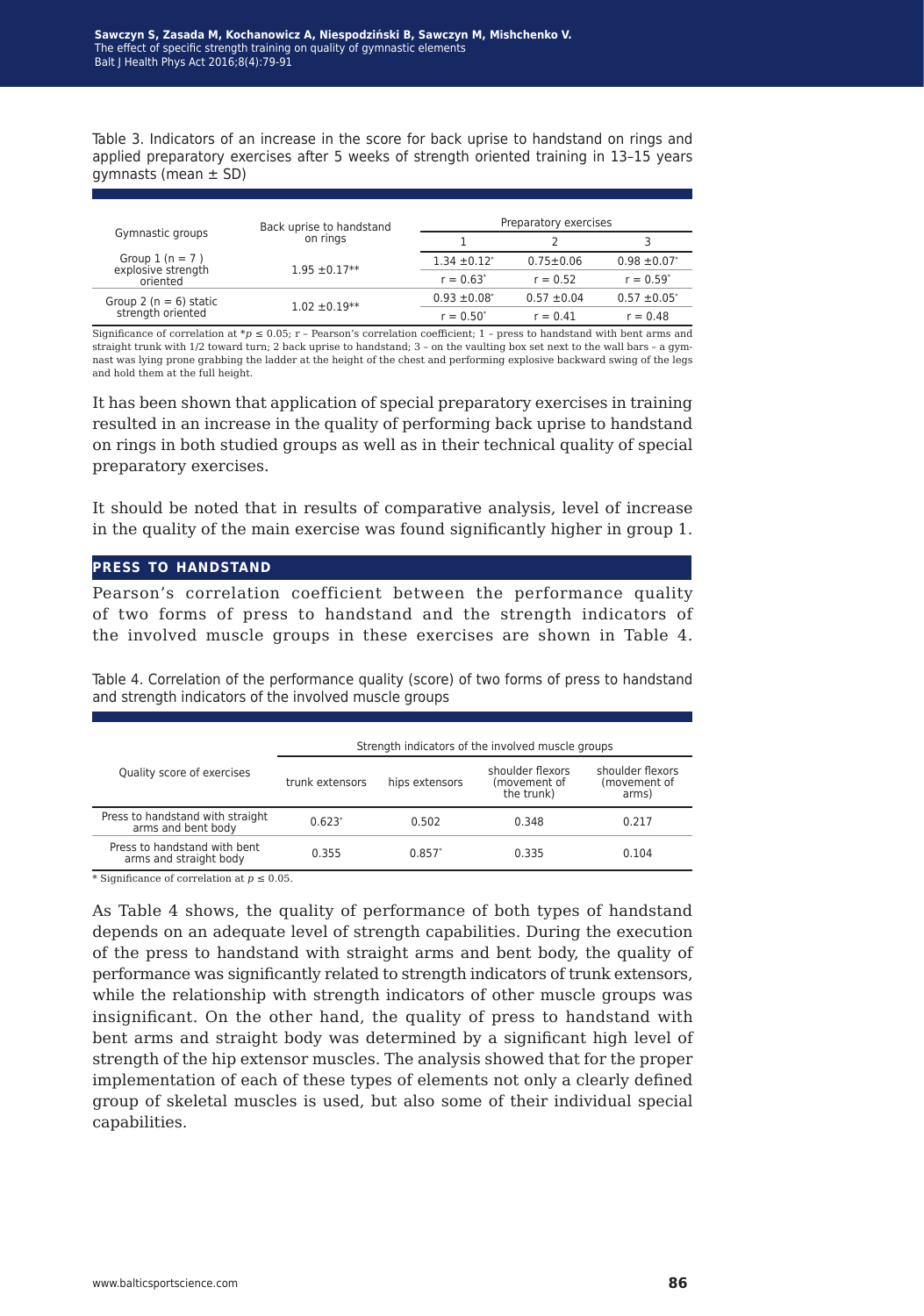Table 3. Indicators of an increase in the score for back uprise to handstand on rings and applied preparatory exercises after 5 weeks of strength oriented training in 13–15 years gymnasts (mean ± SD)

| Gymnastic groups | Back uprise to handstand on rings | Preparatory exercises | | |
|---|---|---|---|---|
| | | 1 | 2 | 3 |
| Group 1 (n = 7 ) explosive strength oriented | 1.95 ±0.17** | 1.34 ±0.12* | 0.75±0.06 | 0.98 ±0.07* |
| | | r = 0.63* | r = 0.52 | r = 0.59* |
| Group 2 (n = 6) static strength oriented | 1.02 ±0.19** | 0.93 ±0.08* | 0.57 ±0.04 | 0.57 ±0.05* |
| | | r = 0.50* | r = 0.41 | r = 0.48 |

Significance of correlation at \*$p \leq 0.05$; r – Pearson's correlation coefficient; 1 – press to handstand with bent arms and straight trunk with 1/2 toward turn; 2 back uprise to handstand; 3 – on the vaulting box set next to the wall bars – a gymnast was lying prone grabbing the ladder at the height of the chest and performing explosive backward swing of the legs and hold them at the full height.

It has been shown that application of special preparatory exercises in training resulted in an increase in the quality of performing back uprise to handstand on rings in both studied groups as well as in their technical quality of special preparatory exercises.

It should be noted that in results of comparative analysis, level of increase in the quality of the main exercise was found significantly higher in group 1.

## PRESS TO HANDSTAND

Pearson's correlation coefficient between the performance quality of two forms of press to handstand and the strength indicators of the involved muscle groups in these exercises are shown in Table 4.

Table 4. Correlation of the performance quality (score) of two forms of press to handstand and strength indicators of the involved muscle groups

| Quality score of exercises | Strength indicators of the involved muscle groups | | | |
|---|---|---|---|---|
| | trunk extensors | hips extensors | shoulder flexors (movement of the trunk) | shoulder flexors (movement of arms) |
| Press to handstand with straight arms and bent body | 0.623* | 0.502 | 0.348 | 0.217 |
| Press to handstand with bent arms and straight body | 0.355 | 0.857* | 0.335 | 0.104 |

\* Significance of correlation at $p \leq 0.05$.

As Table 4 shows, the quality of performance of both types of handstand depends on an adequate level of strength capabilities. During the execution of the press to handstand with straight arms and bent body, the quality of performance was significantly related to strength indicators of trunk extensors, while the relationship with strength indicators of other muscle groups was insignificant. On the other hand, the quality of press to handstand with bent arms and straight body was determined by a significant high level of strength of the hip extensor muscles. The analysis showed that for the proper implementation of each of these types of elements not only a clearly defined group of skeletal muscles is used, but also some of their individual special capabilities.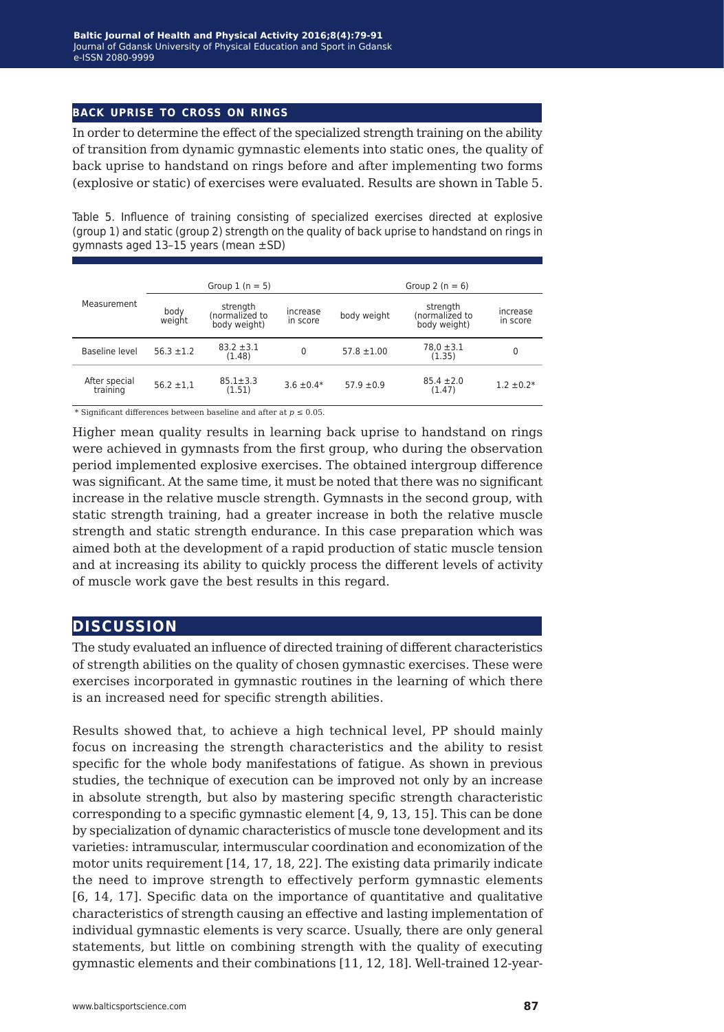## BACK UPRISE TO CROSS ON RINGS

In order to determine the effect of the specialized strength training on the ability of transition from dynamic gymnastic elements into static ones, the quality of back uprise to handstand on rings before and after implementing two forms (explosive or static) of exercises were evaluated. Results are shown in Table 5.

Table 5. Influence of training consisting of specialized exercises directed at explosive (group 1) and static (group 2) strength on the quality of back uprise to handstand on rings in gymnasts aged 13–15 years (mean ±SD)

| Measurement | Group 1 (n = 5) | | | Group 2 (n = 6) | | |
|---|---|---|---|---|---|---|
| | body weight | strength (normalized to body weight) | increase in score | body weight | strength (normalized to body weight) | increase in score |
| Baseline level | 56.3 ±1.2 | 83.2 ±3.1 (1.48) | 0 | 57.8 ±1.00 | 78,0 ±3.1 (1.35) | 0 |
| After special training | 56.2 ±1,1 | 85.1±3.3 (1.51) | 3.6 ±0.4* | 57.9 ±0.9 | 85.4 ±2.0 (1.47) | 1.2 ±0.2* |

\* Significant differences between baseline and after at $p \leq 0.05$.

Higher mean quality results in learning back uprise to handstand on rings were achieved in gymnasts from the first group, who during the observation period implemented explosive exercises. The obtained intergroup difference was significant. At the same time, it must be noted that there was no significant increase in the relative muscle strength. Gymnasts in the second group, with static strength training, had a greater increase in both the relative muscle strength and static strength endurance. In this case preparation which was aimed both at the development of a rapid production of static muscle tension and at increasing its ability to quickly process the different levels of activity of muscle work gave the best results in this regard.

## DISCUSSION

The study evaluated an influence of directed training of different characteristics of strength abilities on the quality of chosen gymnastic exercises. These were exercises incorporated in gymnastic routines in the learning of which there is an increased need for specific strength abilities.

Results showed that, to achieve a high technical level, PP should mainly focus on increasing the strength characteristics and the ability to resist specific for the whole body manifestations of fatigue. As shown in previous studies, the technique of execution can be improved not only by an increase in absolute strength, but also by mastering specific strength characteristic corresponding to a specific gymnastic element [4, 9, 13, 15]. This can be done by specialization of dynamic characteristics of muscle tone development and its varieties: intramuscular, intermuscular coordination and economization of the motor units requirement [14, 17, 18, 22]. The existing data primarily indicate the need to improve strength to effectively perform gymnastic elements [6, 14, 17]. Specific data on the importance of quantitative and qualitative characteristics of strength causing an effective and lasting implementation of individual gymnastic elements is very scarce. Usually, there are only general statements, but little on combining strength with the quality of executing gymnastic elements and their combinations [11, 12, 18]. Well-trained 12-year-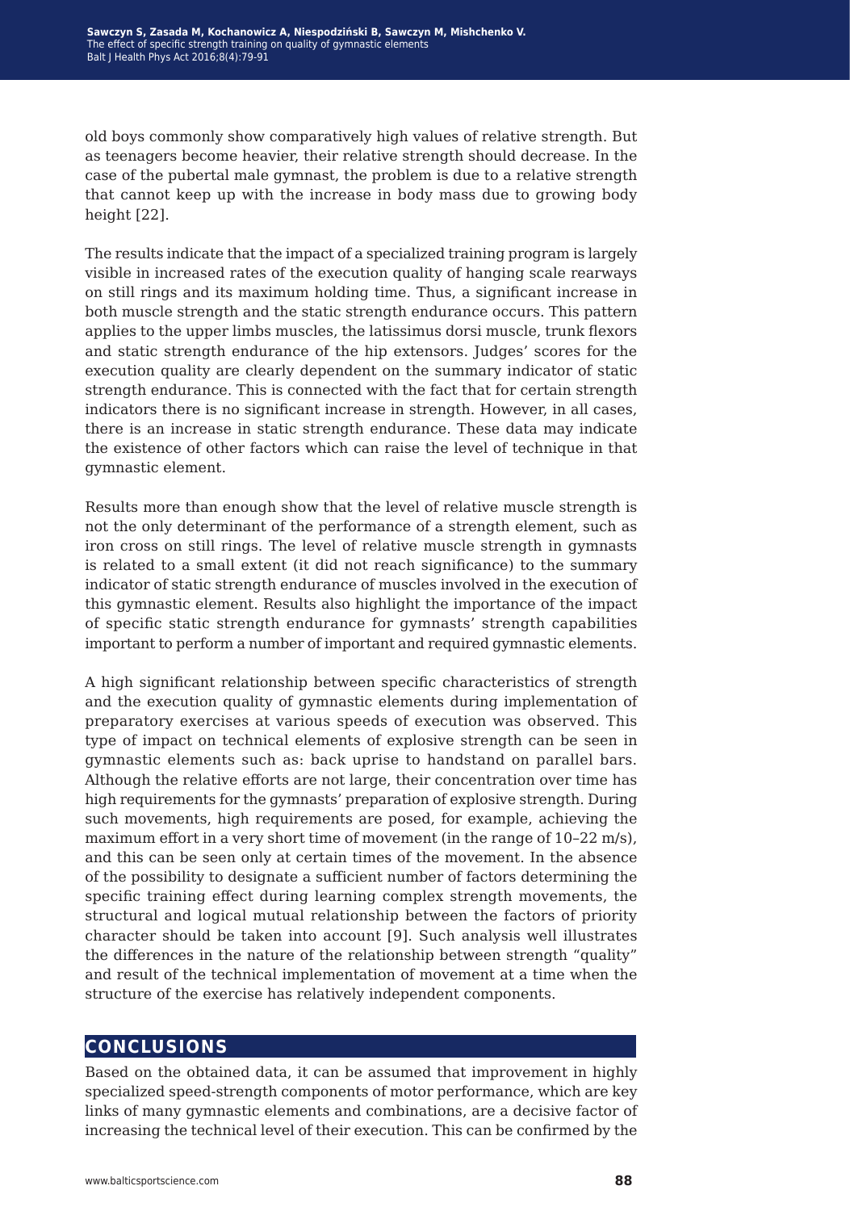old boys commonly show comparatively high values of relative strength. But as teenagers become heavier, their relative strength should decrease. In the case of the pubertal male gymnast, the problem is due to a relative strength that cannot keep up with the increase in body mass due to growing body height [22].

The results indicate that the impact of a specialized training program is largely visible in increased rates of the execution quality of hanging scale rearways on still rings and its maximum holding time. Thus, a significant increase in both muscle strength and the static strength endurance occurs. This pattern applies to the upper limbs muscles, the latissimus dorsi muscle, trunk flexors and static strength endurance of the hip extensors. Judges' scores for the execution quality are clearly dependent on the summary indicator of static strength endurance. This is connected with the fact that for certain strength indicators there is no significant increase in strength. However, in all cases, there is an increase in static strength endurance. These data may indicate the existence of other factors which can raise the level of technique in that gymnastic element.

Results more than enough show that the level of relative muscle strength is not the only determinant of the performance of a strength element, such as iron cross on still rings. The level of relative muscle strength in gymnasts is related to a small extent (it did not reach significance) to the summary indicator of static strength endurance of muscles involved in the execution of this gymnastic element. Results also highlight the importance of the impact of specific static strength endurance for gymnasts' strength capabilities important to perform a number of important and required gymnastic elements.

A high significant relationship between specific characteristics of strength and the execution quality of gymnastic elements during implementation of preparatory exercises at various speeds of execution was observed. This type of impact on technical elements of explosive strength can be seen in gymnastic elements such as: back uprise to handstand on parallel bars. Although the relative efforts are not large, their concentration over time has high requirements for the gymnasts' preparation of explosive strength. During such movements, high requirements are posed, for example, achieving the maximum effort in a very short time of movement (in the range of 10–22 m/s), and this can be seen only at certain times of the movement. In the absence of the possibility to designate a sufficient number of factors determining the specific training effect during learning complex strength movements, the structural and logical mutual relationship between the factors of priority character should be taken into account [9]. Such analysis well illustrates the differences in the nature of the relationship between strength "quality" and result of the technical implementation of movement at a time when the structure of the exercise has relatively independent components.

## CONCLUSIONS

Based on the obtained data, it can be assumed that improvement in highly specialized speed-strength components of motor performance, which are key links of many gymnastic elements and combinations, are a decisive factor of increasing the technical level of their execution. This can be confirmed by the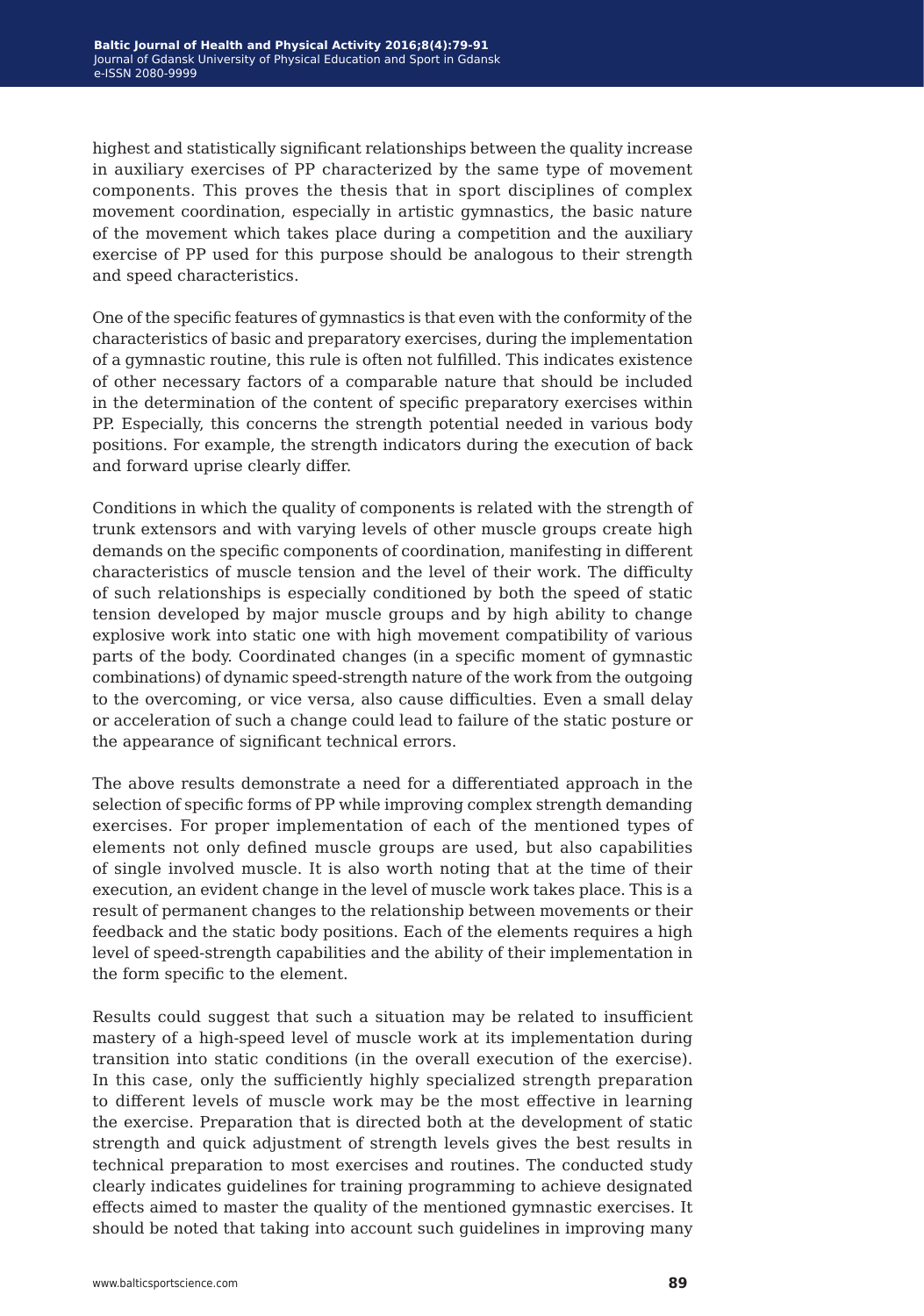highest and statistically significant relationships between the quality increase in auxiliary exercises of PP characterized by the same type of movement components. This proves the thesis that in sport disciplines of complex movement coordination, especially in artistic gymnastics, the basic nature of the movement which takes place during a competition and the auxiliary exercise of PP used for this purpose should be analogous to their strength and speed characteristics.

One of the specific features of gymnastics is that even with the conformity of the characteristics of basic and preparatory exercises, during the implementation of a gymnastic routine, this rule is often not fulfilled. This indicates existence of other necessary factors of a comparable nature that should be included in the determination of the content of specific preparatory exercises within PP. Especially, this concerns the strength potential needed in various body positions. For example, the strength indicators during the execution of back and forward uprise clearly differ.

Conditions in which the quality of components is related with the strength of trunk extensors and with varying levels of other muscle groups create high demands on the specific components of coordination, manifesting in different characteristics of muscle tension and the level of their work. The difficulty of such relationships is especially conditioned by both the speed of static tension developed by major muscle groups and by high ability to change explosive work into static one with high movement compatibility of various parts of the body. Coordinated changes (in a specific moment of gymnastic combinations) of dynamic speed-strength nature of the work from the outgoing to the overcoming, or vice versa, also cause difficulties. Even a small delay or acceleration of such a change could lead to failure of the static posture or the appearance of significant technical errors.

The above results demonstrate a need for a differentiated approach in the selection of specific forms of PP while improving complex strength demanding exercises. For proper implementation of each of the mentioned types of elements not only defined muscle groups are used, but also capabilities of single involved muscle. It is also worth noting that at the time of their execution, an evident change in the level of muscle work takes place. This is a result of permanent changes to the relationship between movements or their feedback and the static body positions. Each of the elements requires a high level of speed-strength capabilities and the ability of their implementation in the form specific to the element.

Results could suggest that such a situation may be related to insufficient mastery of a high-speed level of muscle work at its implementation during transition into static conditions (in the overall execution of the exercise). In this case, only the sufficiently highly specialized strength preparation to different levels of muscle work may be the most effective in learning the exercise. Preparation that is directed both at the development of static strength and quick adjustment of strength levels gives the best results in technical preparation to most exercises and routines. The conducted study clearly indicates guidelines for training programming to achieve designated effects aimed to master the quality of the mentioned gymnastic exercises. It should be noted that taking into account such guidelines in improving many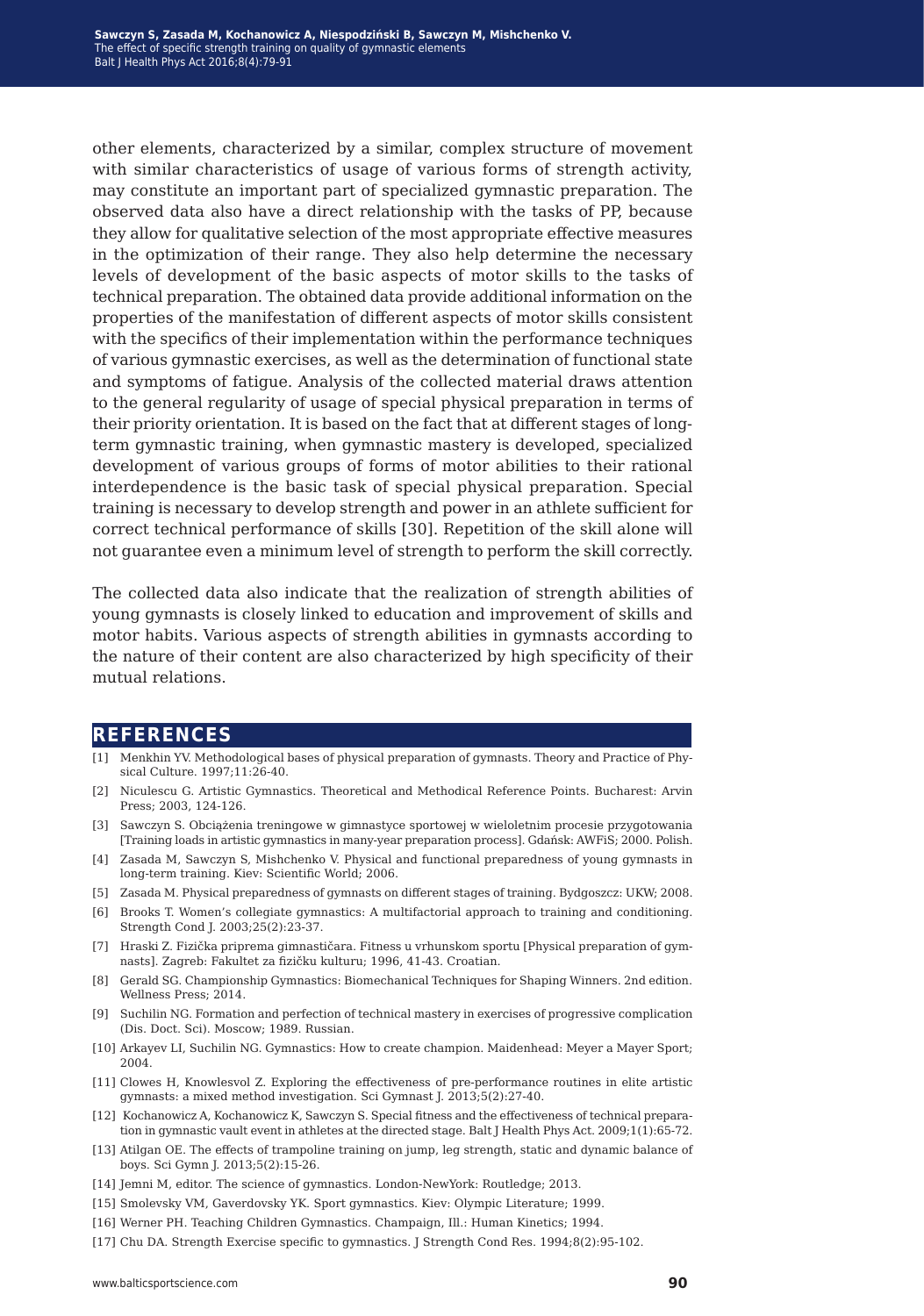other elements, characterized by a similar, complex structure of movement with similar characteristics of usage of various forms of strength activity, may constitute an important part of specialized gymnastic preparation. The observed data also have a direct relationship with the tasks of PP, because they allow for qualitative selection of the most appropriate effective measures in the optimization of their range. They also help determine the necessary levels of development of the basic aspects of motor skills to the tasks of technical preparation. The obtained data provide additional information on the properties of the manifestation of different aspects of motor skills consistent with the specifics of their implementation within the performance techniques of various gymnastic exercises, as well as the determination of functional state and symptoms of fatigue. Analysis of the collected material draws attention to the general regularity of usage of special physical preparation in terms of their priority orientation. It is based on the fact that at different stages of long-term gymnastic training, when gymnastic mastery is developed, specialized development of various groups of forms of motor abilities to their rational interdependence is the basic task of special physical preparation. Special training is necessary to develop strength and power in an athlete sufficient for correct technical performance of skills [30]. Repetition of the skill alone will not guarantee even a minimum level of strength to perform the skill correctly.

The collected data also indicate that the realization of strength abilities of young gymnasts is closely linked to education and improvement of skills and motor habits. Various aspects of strength abilities in gymnasts according to the nature of their content are also characterized by high specificity of their mutual relations.

## REFERENCES

[1] Menkhin YV. Methodological bases of physical preparation of gymnasts. Theory and Practice of Physical Culture. 1997;11:26-40.

[2] Niculescu G. Artistic Gymnastics. Theoretical and Methodical Reference Points. Bucharest: Arvin Press; 2003, 124-126.

[3] Sawczyn S. Obciążenia treningowe w gimnastyce sportowej w wieloletnim procesie przygotowania [Training loads in artistic gymnastics in many-year preparation process]. Gdańsk: AWFiS; 2000. Polish.

[4] Zasada M, Sawczyn S, Mishchenko V. Physical and functional preparedness of young gymnasts in long-term training. Kiev: Scientific World; 2006.

[5] Zasada M. Physical preparedness of gymnasts on different stages of training. Bydgoszcz: UKW; 2008.

[6] Brooks T. Women's collegiate gymnastics: A multifactorial approach to training and conditioning. Strength Cond J. 2003;25(2):23-37.

[7] Hraski Z. Fizička priprema gimnastičara. Fitness u vrhunskom sportu [Physical preparation of gymnasts]. Zagreb: Fakultet za fizičku kulturu; 1996, 41-43. Croatian.

[8] Gerald SG. Championship Gymnastics: Biomechanical Techniques for Shaping Winners. 2nd edition. Wellness Press; 2014.

[9] Suchilin NG. Formation and perfection of technical mastery in exercises of progressive complication (Dis. Doct. Sci). Moscow; 1989. Russian.

[10] Arkayev LI, Suchilin NG. Gymnastics: How to create champion. Maidenhead: Meyer a Mayer Sport; 2004.

[11] Clowes H, Knowlesvol Z. Exploring the effectiveness of pre-performance routines in elite artistic gymnasts: a mixed method investigation. Sci Gymnast J. 2013;5(2):27-40.

[12] Kochanowicz A, Kochanowicz K, Sawczyn S. Special fitness and the effectiveness of technical preparation in gymnastic vault event in athletes at the directed stage. Balt J Health Phys Act. 2009;1(1):65-72.

[13] Atilgan OE. The effects of trampoline training on jump, leg strength, static and dynamic balance of boys. Sci Gymn J. 2013;5(2):15-26.

[14] Jemni M, editor. The science of gymnastics. London-NewYork: Routledge; 2013.

[15] Smolevsky VM, Gaverdovsky YK. Sport gymnastics. Kiev: Olympic Literature; 1999.

[16] Werner PH. Teaching Children Gymnastics. Champaign, Ill.: Human Kinetics; 1994.

[17] Chu DA. Strength Exercise specific to gymnastics. J Strength Cond Res. 1994;8(2):95-102.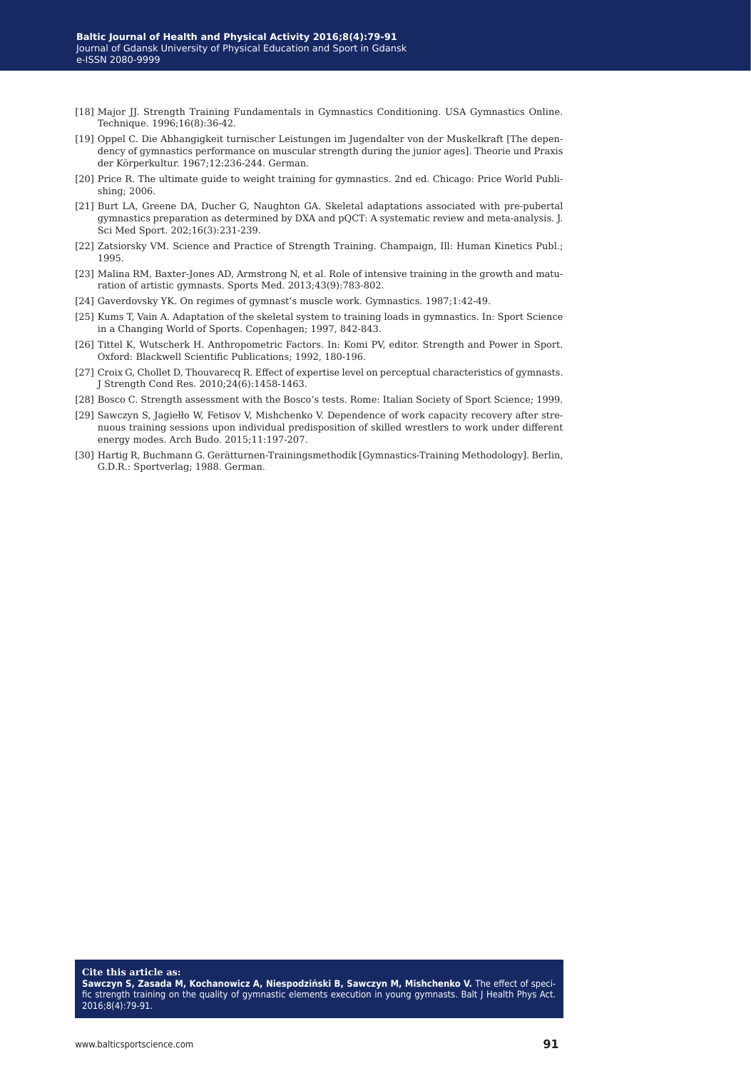[18] Major JJ. Strength Training Fundamentals in Gymnastics Conditioning. USA Gymnastics Online. Technique. 1996;16(8):36-42.

[19] Oppel C. Die Abhangigkeit turnischer Leistungen im Jugendalter von der Muskelkraft [The dependency of gymnastics performance on muscular strength during the junior ages]. Theorie und Praxis der Körperkultur. 1967;12:236-244. German.

[20] Price R. The ultimate guide to weight training for gymnastics. 2nd ed. Chicago: Price World Publishing; 2006.

[21] Burt LA, Greene DA, Ducher G, Naughton GA. Skeletal adaptations associated with pre-pubertal gymnastics preparation as determined by DXA and pQCT: A systematic review and meta-analysis. J. Sci Med Sport. 202;16(3):231-239.

[22] Zatsiorsky VM. Science and Practice of Strength Training. Champaign, Ill: Human Kinetics Publ.; 1995.

[23] Malina RM, Baxter-Jones AD, Armstrong N, et al. Role of intensive training in the growth and maturation of artistic gymnasts. Sports Med. 2013;43(9):783-802.

[24] Gaverdovsky YK. On regimes of gymnast's muscle work. Gymnastics. 1987;1:42-49.

[25] Kums T, Vain A. Adaptation of the skeletal system to training loads in gymnastics. In: Sport Science in a Changing World of Sports. Copenhagen; 1997, 842-843.

[26] Tittel K, Wutscherk H. Anthropometric Factors. In: Komi PV, editor. Strength and Power in Sport. Oxford: Blackwell Scientific Publications; 1992, 180-196.

[27] Croix G, Chollet D, Thouvarecq R. Effect of expertise level on perceptual characteristics of gymnasts. J Strength Cond Res. 2010;24(6):1458-1463.

[28] Bosco C. Strength assessment with the Bosco's tests. Rome: Italian Society of Sport Science; 1999.

[29] Sawczyn S, Jagiełło W, Fetisov V, Mishchenko V. Dependence of work capacity recovery after strenuous training sessions upon individual predisposition of skilled wrestlers to work under different energy modes. Arch Budo. 2015;11:197-207.

[30] Hartig R, Buchmann G. Gerätturnen-Trainingsmethodik [Gymnastics-Training Methodology]. Berlin, G.D.R.: Sportverlag; 1988. German.

**Cite this article as:**
**Sawczyn S, Zasada M, Kochanowicz A, Niespodziński B, Sawczyn M, Mishchenko V.** The effect of specific strength training on the quality of gymnastic elements execution in young gymnasts. Balt J Health Phys Act. 2016;8(4):79-91.